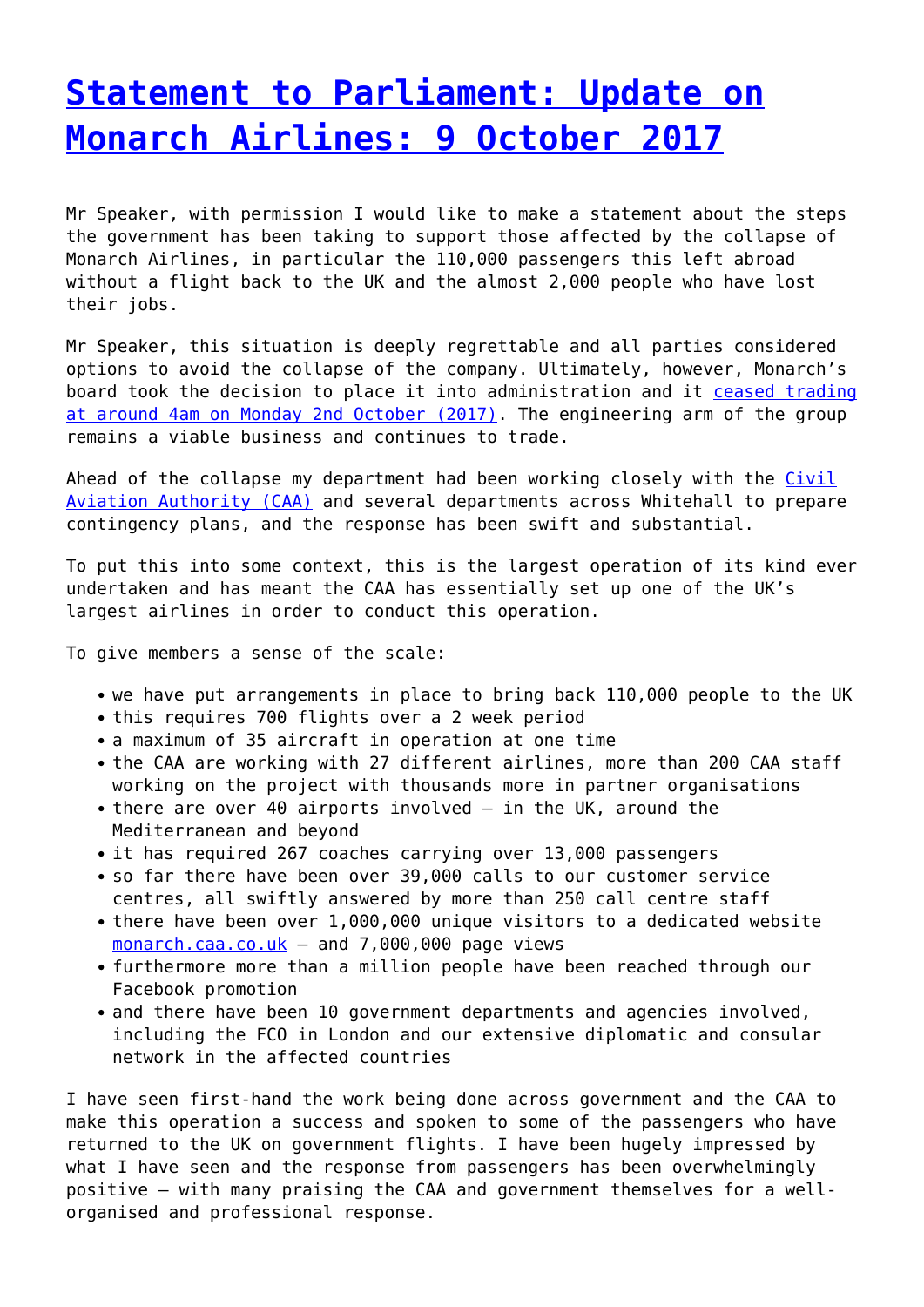# [Statement to Parliament: Update on Monarch Airlines: 9 October 2017]()

Mr Speaker, with permission I would like to make a statement about the steps the government has been taking to support those affected by the collapse of Monarch Airlines, in particular the 110,000 passengers this left abroad without a flight back to the UK and the almost 2,000 people who have lost their jobs.

Mr Speaker, this situation is deeply regrettable and all parties considered options to avoid the collapse of the company. Ultimately, however, Monarch's board took the decision to place it into administration and it [ceased trading at around 4am on Monday 2nd October (2017)](). The engineering arm of the group remains a viable business and continues to trade.

Ahead of the collapse my department had been working closely with the [Civil Aviation Authority (CAA)]() and several departments across Whitehall to prepare contingency plans, and the response has been swift and substantial.

To put this into some context, this is the largest operation of its kind ever undertaken and has meant the CAA has essentially set up one of the UK's largest airlines in order to conduct this operation.

To give members a sense of the scale:

- we have put arrangements in place to bring back 110,000 people to the UK
- this requires 700 flights over a 2 week period
- a maximum of 35 aircraft in operation at one time
- the CAA are working with 27 different airlines, more than 200 CAA staff working on the project with thousands more in partner organisations
- there are over 40 airports involved – in the UK, around the Mediterranean and beyond
- it has required 267 coaches carrying over 13,000 passengers
- so far there have been over 39,000 calls to our customer service centres, all swiftly answered by more than 250 call centre staff
- there have been over 1,000,000 unique visitors to a dedicated website [monarch.caa.co.uk]() – and 7,000,000 page views
- furthermore more than a million people have been reached through our Facebook promotion
- and there have been 10 government departments and agencies involved, including the FCO in London and our extensive diplomatic and consular network in the affected countries

I have seen first-hand the work being done across government and the CAA to make this operation a success and spoken to some of the passengers who have returned to the UK on government flights. I have been hugely impressed by what I have seen and the response from passengers has been overwhelmingly positive – with many praising the CAA and government themselves for a well-organised and professional response.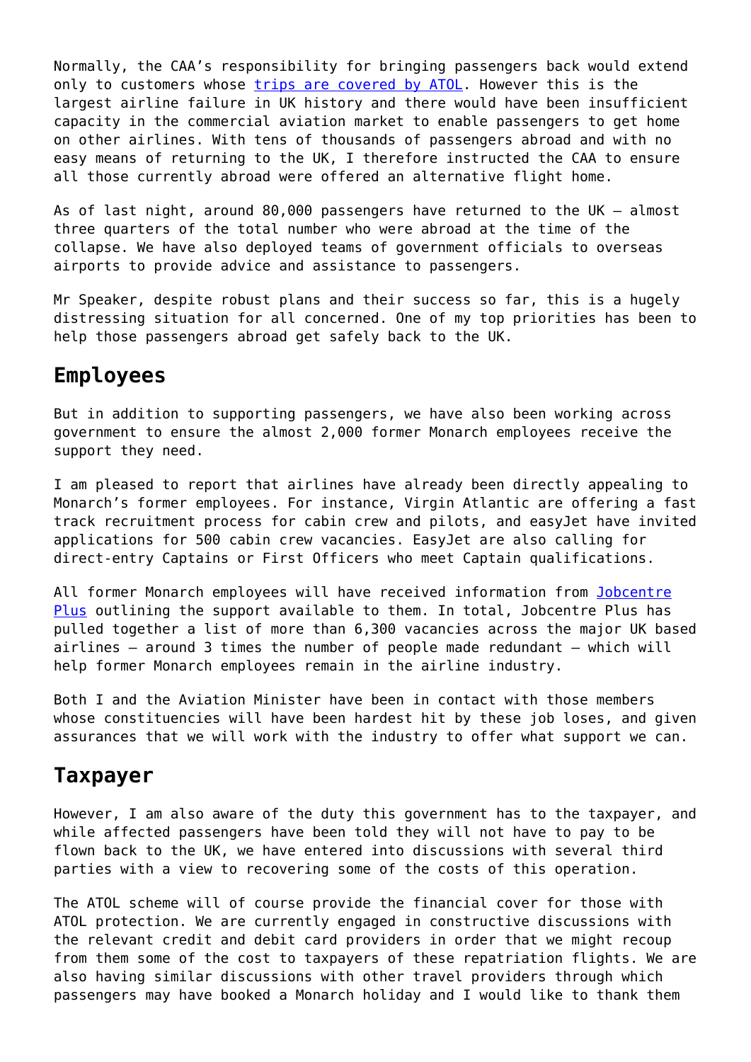Normally, the CAA's responsibility for bringing passengers back would extend only to customers whose [trips are covered by ATOL](). However this is the largest airline failure in UK history and there would have been insufficient capacity in the commercial aviation market to enable passengers to get home on other airlines. With tens of thousands of passengers abroad and with no easy means of returning to the UK, I therefore instructed the CAA to ensure all those currently abroad were offered an alternative flight home.

As of last night, around 80,000 passengers have returned to the UK – almost three quarters of the total number who were abroad at the time of the collapse. We have also deployed teams of government officials to overseas airports to provide advice and assistance to passengers.

Mr Speaker, despite robust plans and their success so far, this is a hugely distressing situation for all concerned. One of my top priorities has been to help those passengers abroad get safely back to the UK.

## Employees

But in addition to supporting passengers, we have also been working across government to ensure the almost 2,000 former Monarch employees receive the support they need.

I am pleased to report that airlines have already been directly appealing to Monarch's former employees. For instance, Virgin Atlantic are offering a fast track recruitment process for cabin crew and pilots, and easyJet have invited applications for 500 cabin crew vacancies. EasyJet are also calling for direct-entry Captains or First Officers who meet Captain qualifications.

All former Monarch employees will have received information from [Jobcentre Plus]() outlining the support available to them. In total, Jobcentre Plus has pulled together a list of more than 6,300 vacancies across the major UK based airlines – around 3 times the number of people made redundant – which will help former Monarch employees remain in the airline industry.

Both I and the Aviation Minister have been in contact with those members whose constituencies will have been hardest hit by these job loses, and given assurances that we will work with the industry to offer what support we can.

## Taxpayer

However, I am also aware of the duty this government has to the taxpayer, and while affected passengers have been told they will not have to pay to be flown back to the UK, we have entered into discussions with several third parties with a view to recovering some of the costs of this operation.

The ATOL scheme will of course provide the financial cover for those with ATOL protection. We are currently engaged in constructive discussions with the relevant credit and debit card providers in order that we might recoup from them some of the cost to taxpayers of these repatriation flights. We are also having similar discussions with other travel providers through which passengers may have booked a Monarch holiday and I would like to thank them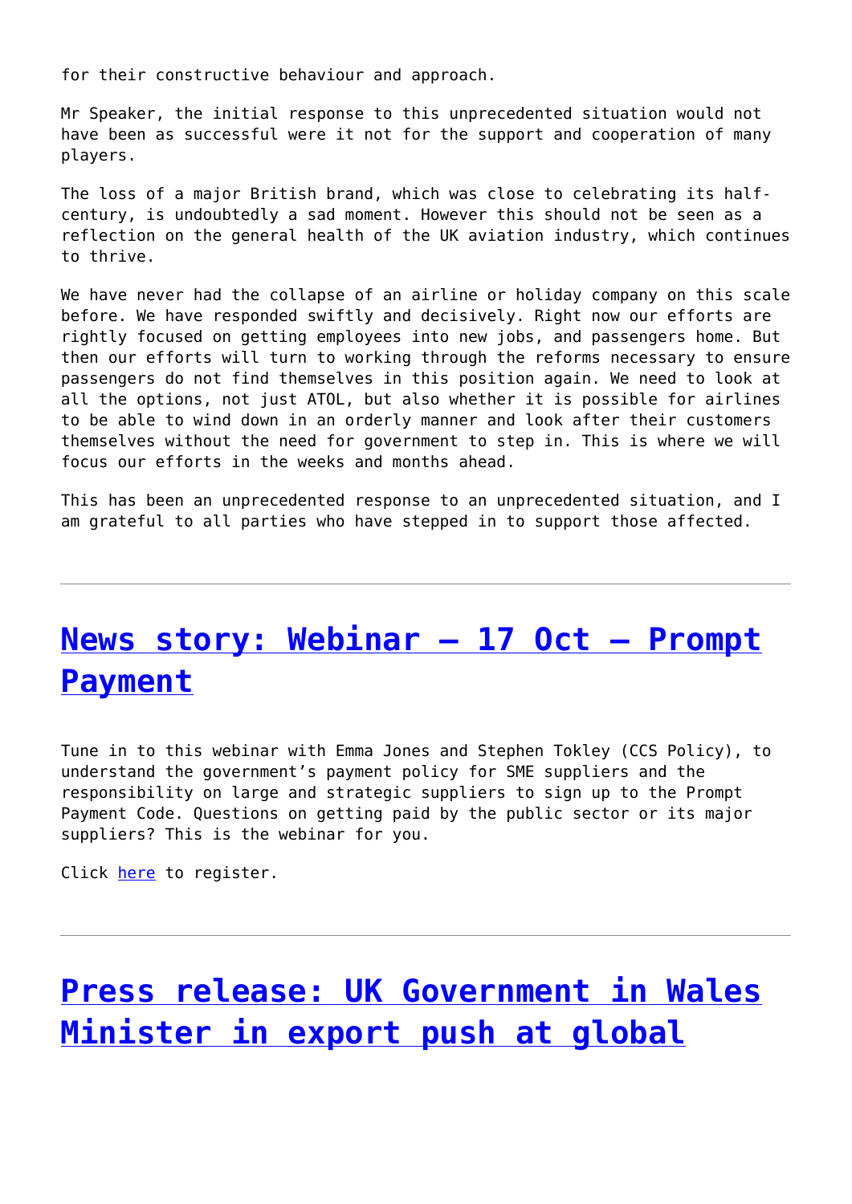for their constructive behaviour and approach.

Mr Speaker, the initial response to this unprecedented situation would not have been as successful were it not for the support and cooperation of many players.

The loss of a major British brand, which was close to celebrating its half-century, is undoubtedly a sad moment. However this should not be seen as a reflection on the general health of the UK aviation industry, which continues to thrive.

We have never had the collapse of an airline or holiday company on this scale before. We have responded swiftly and decisively. Right now our efforts are rightly focused on getting employees into new jobs, and passengers home. But then our efforts will turn to working through the reforms necessary to ensure passengers do not find themselves in this position again. We need to look at all the options, not just ATOL, but also whether it is possible for airlines to be able to wind down in an orderly manner and look after their customers themselves without the need for government to step in. This is where we will focus our efforts in the weeks and months ahead.

This has been an unprecedented response to an unprecedented situation, and I am grateful to all parties who have stepped in to support those affected.

---

## News story: Webinar – 17 Oct – Prompt Payment

Tune in to this webinar with Emma Jones and Stephen Tokley (CCS Policy), to understand the government's payment policy for SME suppliers and the responsibility on large and strategic suppliers to sign up to the Prompt Payment Code. Questions on getting paid by the public sector or its major suppliers? This is the webinar for you.

Click here to register.

---

## Press release: UK Government in Wales Minister in export push at global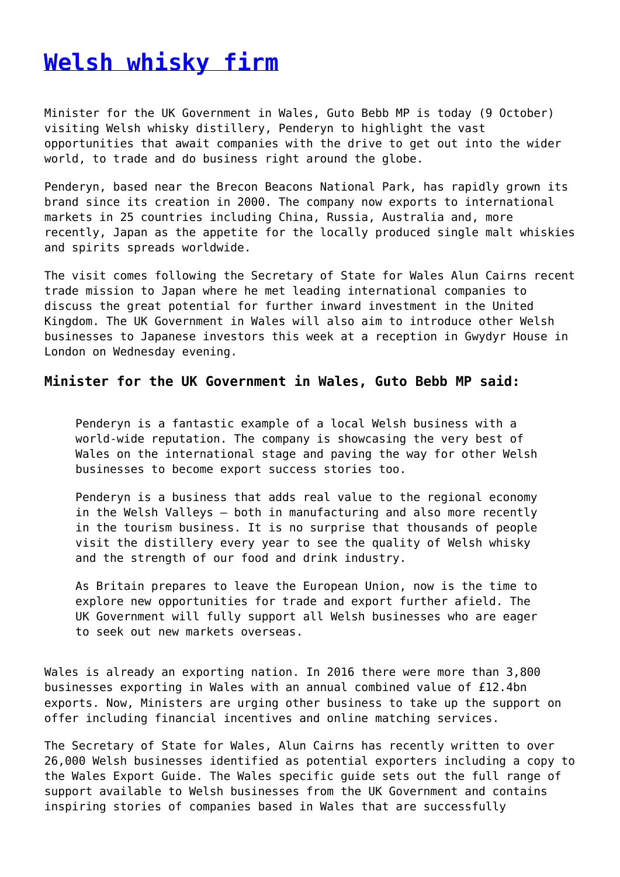# [Welsh whisky firm]()

Minister for the UK Government in Wales, Guto Bebb MP is today (9 October) visiting Welsh whisky distillery, Penderyn to highlight the vast opportunities that await companies with the drive to get out into the wider world, to trade and do business right around the globe.

Penderyn, based near the Brecon Beacons National Park, has rapidly grown its brand since its creation in 2000. The company now exports to international markets in 25 countries including China, Russia, Australia and, more recently, Japan as the appetite for the locally produced single malt whiskies and spirits spreads worldwide.

The visit comes following the Secretary of State for Wales Alun Cairns recent trade mission to Japan where he met leading international companies to discuss the great potential for further inward investment in the United Kingdom. The UK Government in Wales will also aim to introduce other Welsh businesses to Japanese investors this week at a reception in Gwydyr House in London on Wednesday evening.

### Minister for the UK Government in Wales, Guto Bebb MP said:

> Penderyn is a fantastic example of a local Welsh business with a world-wide reputation. The company is showcasing the very best of Wales on the international stage and paving the way for other Welsh businesses to become export success stories too.
>
> Penderyn is a business that adds real value to the regional economy in the Welsh Valleys – both in manufacturing and also more recently in the tourism business. It is no surprise that thousands of people visit the distillery every year to see the quality of Welsh whisky and the strength of our food and drink industry.
>
> As Britain prepares to leave the European Union, now is the time to explore new opportunities for trade and export further afield. The UK Government will fully support all Welsh businesses who are eager to seek out new markets overseas.

Wales is already an exporting nation. In 2016 there were more than 3,800 businesses exporting in Wales with an annual combined value of £12.4bn exports. Now, Ministers are urging other business to take up the support on offer including financial incentives and online matching services.

The Secretary of State for Wales, Alun Cairns has recently written to over 26,000 Welsh businesses identified as potential exporters including a copy to the Wales Export Guide. The Wales specific guide sets out the full range of support available to Welsh businesses from the UK Government and contains inspiring stories of companies based in Wales that are successfully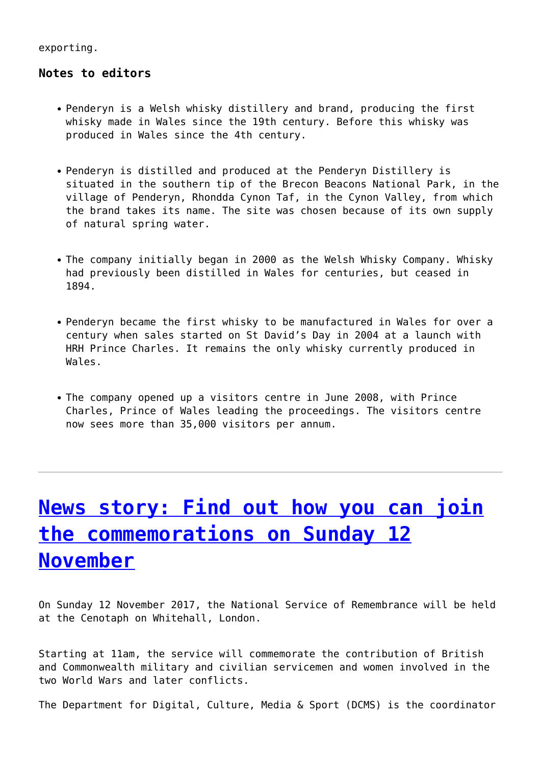exporting.

**Notes to editors**

- Penderyn is a Welsh whisky distillery and brand, producing the first whisky made in Wales since the 19th century. Before this whisky was produced in Wales since the 4th century.
- Penderyn is distilled and produced at the Penderyn Distillery is situated in the southern tip of the Brecon Beacons National Park, in the village of Penderyn, Rhondda Cynon Taf, in the Cynon Valley, from which the brand takes its name. The site was chosen because of its own supply of natural spring water.
- The company initially began in 2000 as the Welsh Whisky Company. Whisky had previously been distilled in Wales for centuries, but ceased in 1894.
- Penderyn became the first whisky to be manufactured in Wales for over a century when sales started on St David's Day in 2004 at a launch with HRH Prince Charles. It remains the only whisky currently produced in Wales.
- The company opened up a visitors centre in June 2008, with Prince Charles, Prince of Wales leading the proceedings. The visitors centre now sees more than 35,000 visitors per annum.

---

# News story: Find out how you can join the commemorations on Sunday 12 November

On Sunday 12 November 2017, the National Service of Remembrance will be held at the Cenotaph on Whitehall, London.

Starting at 11am, the service will commemorate the contribution of British and Commonwealth military and civilian servicemen and women involved in the two World Wars and later conflicts.

The Department for Digital, Culture, Media & Sport (DCMS) is the coordinator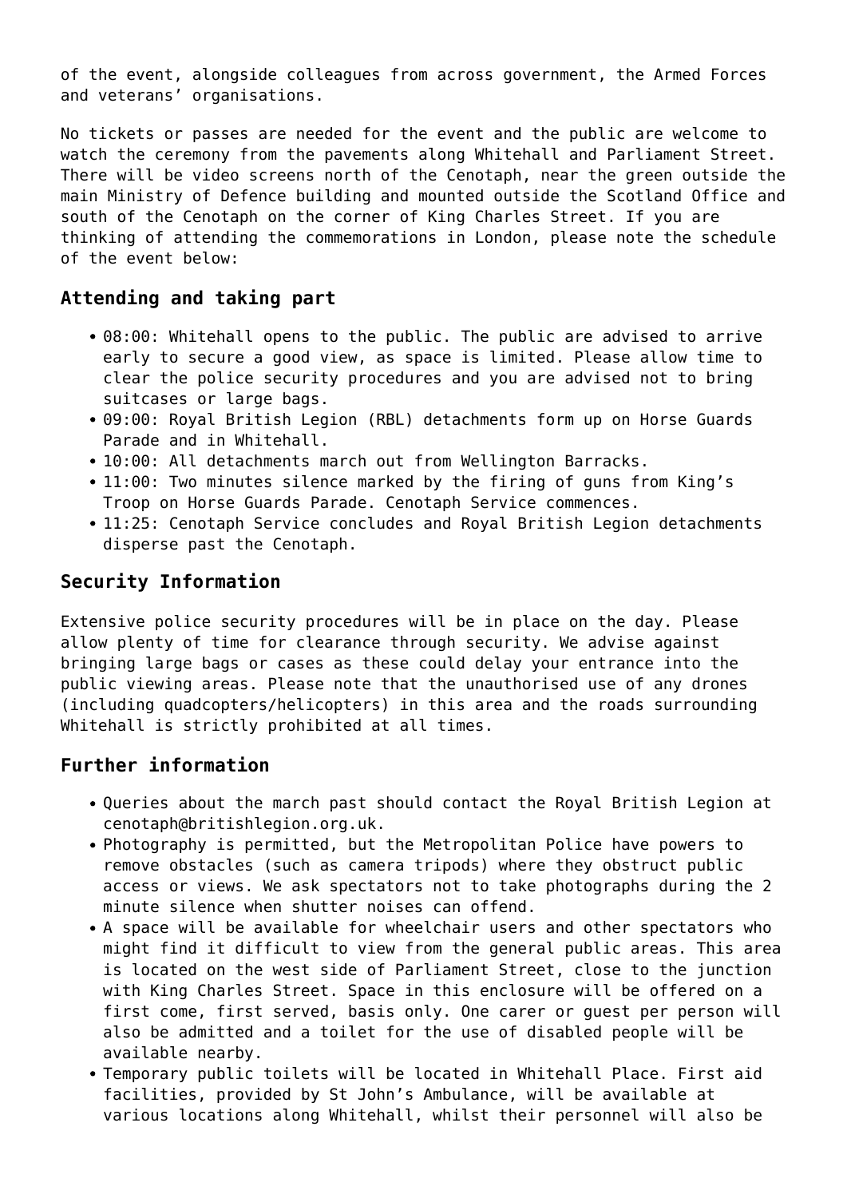of the event, alongside colleagues from across government, the Armed Forces and veterans' organisations.

No tickets or passes are needed for the event and the public are welcome to watch the ceremony from the pavements along Whitehall and Parliament Street. There will be video screens north of the Cenotaph, near the green outside the main Ministry of Defence building and mounted outside the Scotland Office and south of the Cenotaph on the corner of King Charles Street. If you are thinking of attending the commemorations in London, please note the schedule of the event below:

## Attending and taking part

- 08:00: Whitehall opens to the public. The public are advised to arrive early to secure a good view, as space is limited. Please allow time to clear the police security procedures and you are advised not to bring suitcases or large bags.
- 09:00: Royal British Legion (RBL) detachments form up on Horse Guards Parade and in Whitehall.
- 10:00: All detachments march out from Wellington Barracks.
- 11:00: Two minutes silence marked by the firing of guns from King's Troop on Horse Guards Parade. Cenotaph Service commences.
- 11:25: Cenotaph Service concludes and Royal British Legion detachments disperse past the Cenotaph.

## Security Information

Extensive police security procedures will be in place on the day. Please allow plenty of time for clearance through security. We advise against bringing large bags or cases as these could delay your entrance into the public viewing areas. Please note that the unauthorised use of any drones (including quadcopters/helicopters) in this area and the roads surrounding Whitehall is strictly prohibited at all times.

## Further information

- Queries about the march past should contact the Royal British Legion at cenotaph@britishlegion.org.uk.
- Photography is permitted, but the Metropolitan Police have powers to remove obstacles (such as camera tripods) where they obstruct public access or views. We ask spectators not to take photographs during the 2 minute silence when shutter noises can offend.
- A space will be available for wheelchair users and other spectators who might find it difficult to view from the general public areas. This area is located on the west side of Parliament Street, close to the junction with King Charles Street. Space in this enclosure will be offered on a first come, first served, basis only. One carer or guest per person will also be admitted and a toilet for the use of disabled people will be available nearby.
- Temporary public toilets will be located in Whitehall Place. First aid facilities, provided by St John's Ambulance, will be available at various locations along Whitehall, whilst their personnel will also be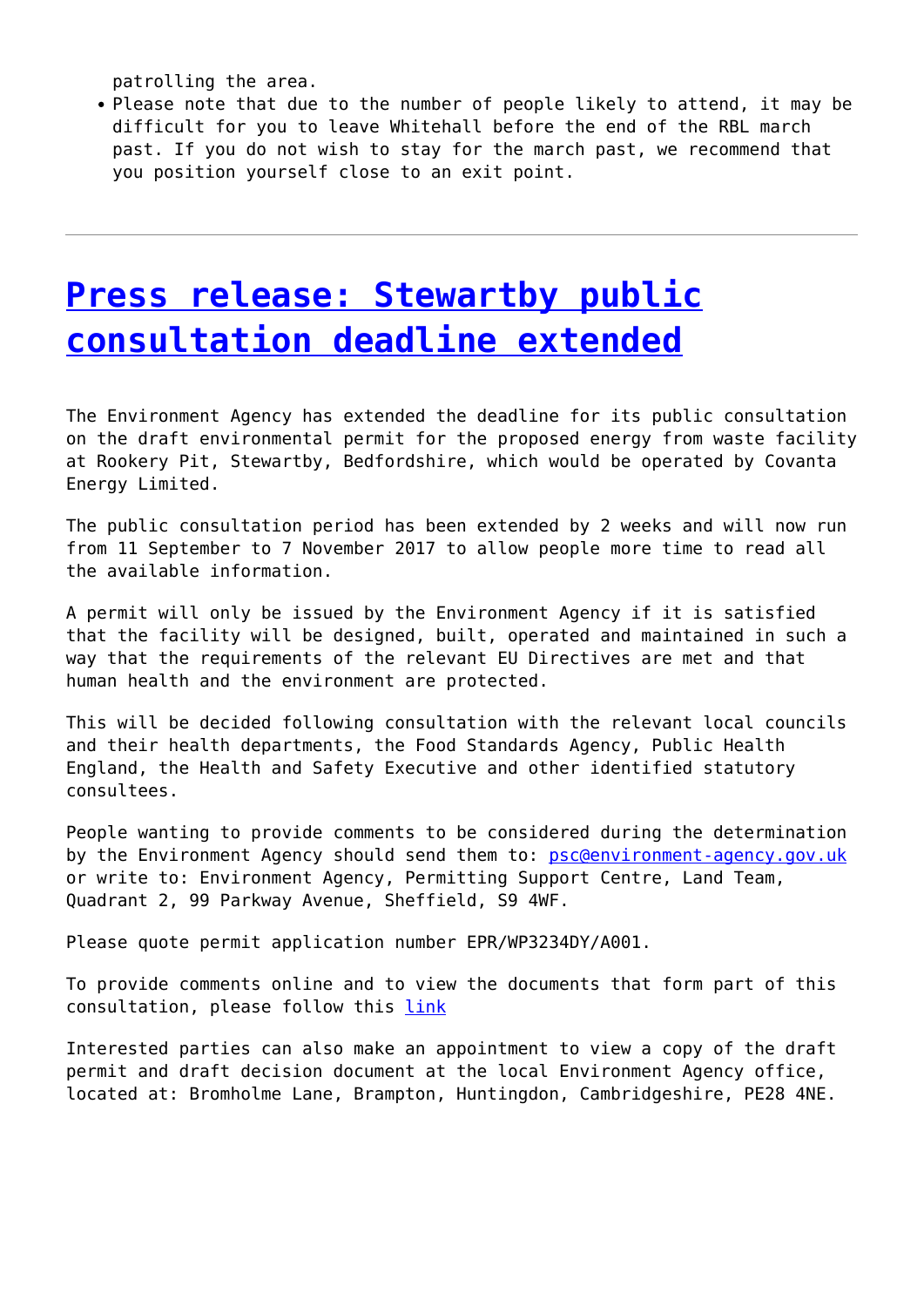patrolling the area.

- Please note that due to the number of people likely to attend, it may be difficult for you to leave Whitehall before the end of the RBL march past. If you do not wish to stay for the march past, we recommend that you position yourself close to an exit point.

---

# Press release: Stewartby public consultation deadline extended

The Environment Agency has extended the deadline for its public consultation on the draft environmental permit for the proposed energy from waste facility at Rookery Pit, Stewartby, Bedfordshire, which would be operated by Covanta Energy Limited.

The public consultation period has been extended by 2 weeks and will now run from 11 September to 7 November 2017 to allow people more time to read all the available information.

A permit will only be issued by the Environment Agency if it is satisfied that the facility will be designed, built, operated and maintained in such a way that the requirements of the relevant EU Directives are met and that human health and the environment are protected.

This will be decided following consultation with the relevant local councils and their health departments, the Food Standards Agency, Public Health England, the Health and Safety Executive and other identified statutory consultees.

People wanting to provide comments to be considered during the determination by the Environment Agency should send them to: psc@environment-agency.gov.uk or write to: Environment Agency, Permitting Support Centre, Land Team, Quadrant 2, 99 Parkway Avenue, Sheffield, S9 4WF.

Please quote permit application number EPR/WP3234DY/A001.

To provide comments online and to view the documents that form part of this consultation, please follow this link

Interested parties can also make an appointment to view a copy of the draft permit and draft decision document at the local Environment Agency office, located at: Bromholme Lane, Brampton, Huntingdon, Cambridgeshire, PE28 4NE.